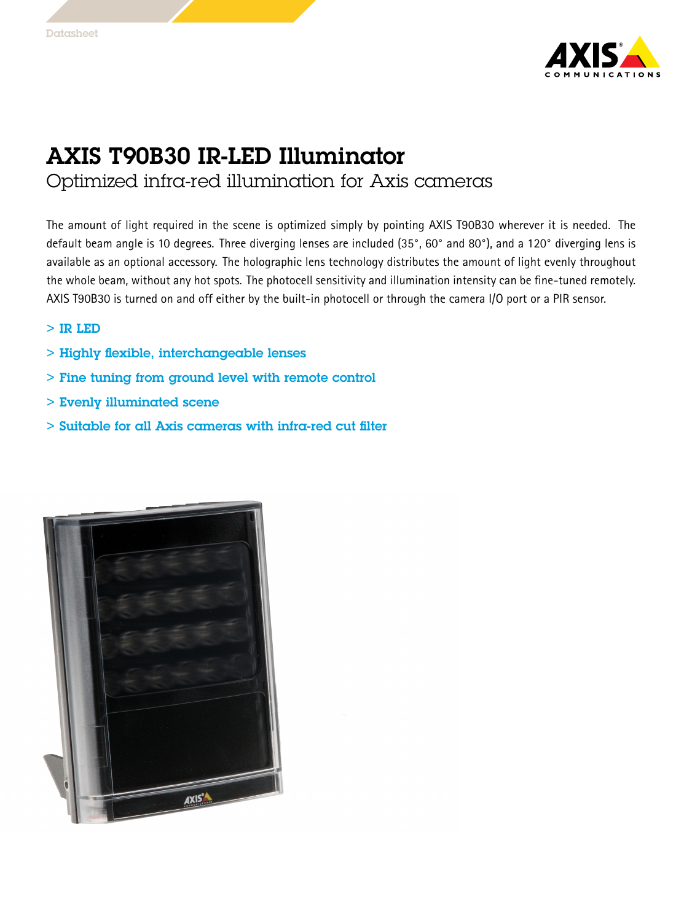Datasheet

# AXIS T90B30 IR-LED Illuminator

## Optimized infra-red illumination for Axis cameras

The amount of light required in the scene is optimized simply by pointing AXIS T90B30 wherever it is needed. The default beam angle is 10 degrees. Three diverging lenses are included (35°, 60° and 80°), and a 120° diverging lens is available as an optional accessory. The holographic lens technology distributes the amount of light evenly throughout the whole beam, without any hot spots. The photocell sensitivity and illumination intensity can be fine-tuned remotely. AXIS T90B30 is turned on and off either by the built-in photocell or through the camera I/O port or a PIR sensor.

> IR LED

> Highly flexible, interchangeable lenses

> Fine tuning from ground level with remote control

> Evenly illuminated scene

> Suitable for all Axis cameras with infra-red cut filter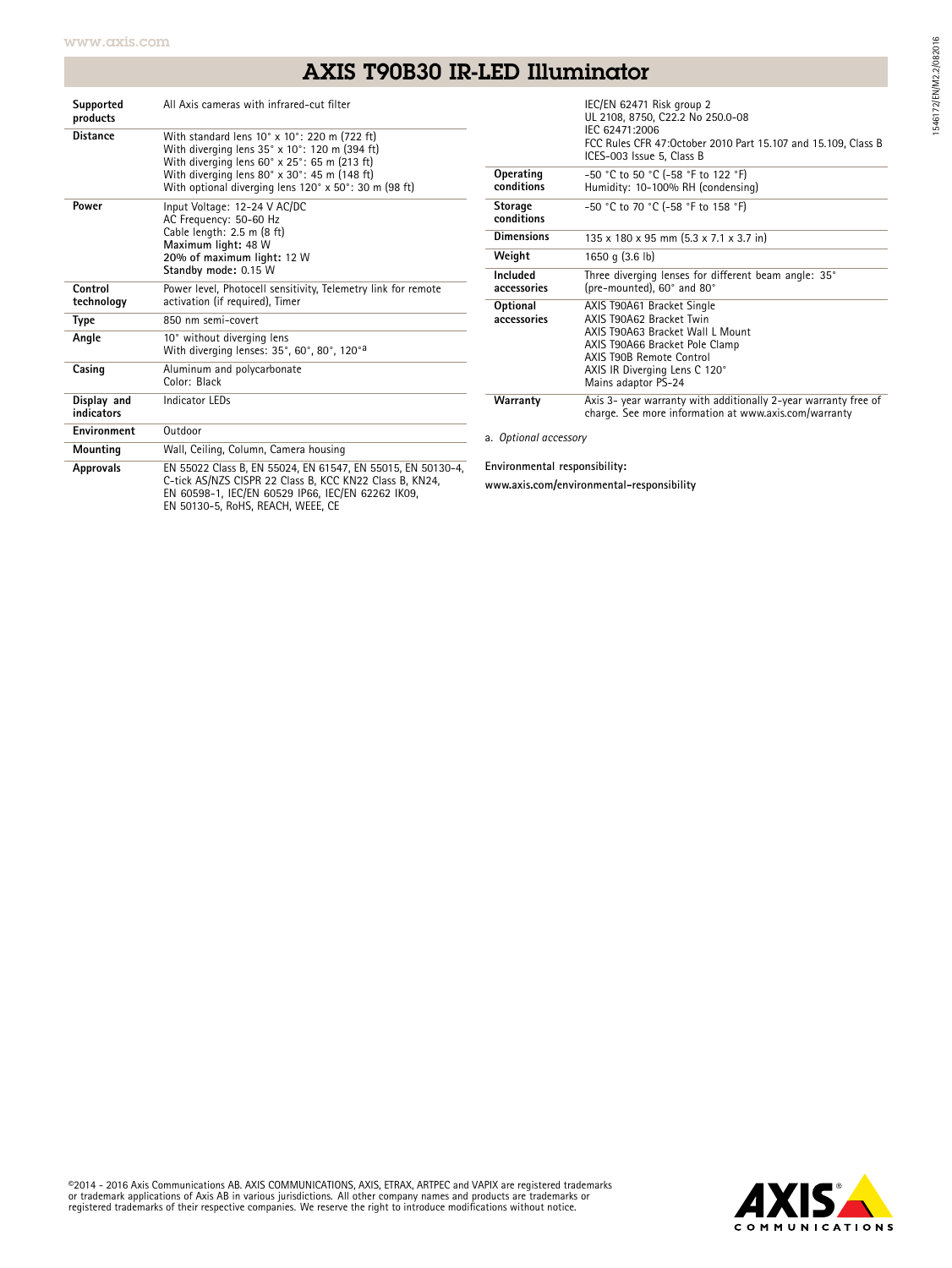# AXIS T90B30 IR-LED Illuminator

| | |
|---|---|
| **Supported products** | All Axis cameras with infrared-cut filter |
| **Distance** | With standard lens 10° x 10°: 220 m (722 ft)<br>With diverging lens 35° x 10°: 120 m (394 ft)<br>With diverging lens 60° x 25°: 65 m (213 ft)<br>With diverging lens 80° x 30°: 45 m (148 ft)<br>With optional diverging lens 120° x 50°: 30 m (98 ft) |
| **Power** | Input Voltage: 12-24 V AC/DC<br>AC Frequency: 50-60 Hz<br>Cable length: 2.5 m (8 ft)<br>**Maximum light:** 48 W<br>**20% of maximum light:** 12 W<br>**Standby mode:** 0.15 W |
| **Control technology** | Power level, Photocell sensitivity, Telemetry link for remote activation (if required), Timer |
| **Type** | 850 nm semi-covert |
| **Angle** | 10° without diverging lens<br>With diverging lenses: 35°, 60°, 80°, 120°[a] |
| **Casing** | Aluminum and polycarbonate<br>Color: Black |
| **Display and indicators** | Indicator LEDs |
| **Environment** | Outdoor |
| **Mounting** | Wall, Ceiling, Column, Camera housing |
| **Approvals** | EN 55022 Class B, EN 55024, EN 61547, EN 55015, EN 50130-4, C-tick AS/NZS CISPR 22 Class B, KCC KN22 Class B, KN24, EN 60598-1, IEC/EN 60529 IP66, IEC/EN 62262 IK09, EN 50130-5, RoHS, REACH, WEEE, CE<br>IEC/EN 62471 Risk group 2<br>UL 2108, 8750, C22.2 No 250.0-08<br>IEC 62471:2006<br>FCC Rules CFR 47:October 2010 Part 15.107 and 15.109, Class B<br>ICES-003 Issue 5, Class B |
| **Operating conditions** | -50 °C to 50 °C (-58 °F to 122 °F)<br>Humidity: 10-100% RH (condensing) |
| **Storage conditions** | -50 °C to 70 °C (-58 °F to 158 °F) |
| **Dimensions** | 135 x 180 x 95 mm (5.3 x 7.1 x 3.7 in) |
| **Weight** | 1650 g (3.6 lb) |
| **Included accessories** | Three diverging lenses for different beam angle: 35° (pre-mounted), 60° and 80° |
| **Optional accessories** | AXIS T90A61 Bracket Single<br>AXIS T90A62 Bracket Twin<br>AXIS T90A63 Bracket Wall L Mount<br>AXIS T90A66 Bracket Pole Clamp<br>AXIS T90B Remote Control<br>AXIS IR Diverging Lens C 120°<br>Mains adaptor PS-24 |
| **Warranty** | Axis 3- year warranty with additionally 2-year warranty free of charge. See more information at www.axis.com/warranty |

a. *Optional accessory*

**Environmental responsibility:**

**www.axis.com/environmental-responsibility**

©2014 - 2016 Axis Communications AB. AXIS COMMUNICATIONS, AXIS, ETRAX, ARTPEC and VAPIX are registered trademarks or trademark applications of Axis AB in various jurisdictions. All other company names and products are trademarks or registered trademarks of their respective companies. We reserve the right to introduce modifications without notice.